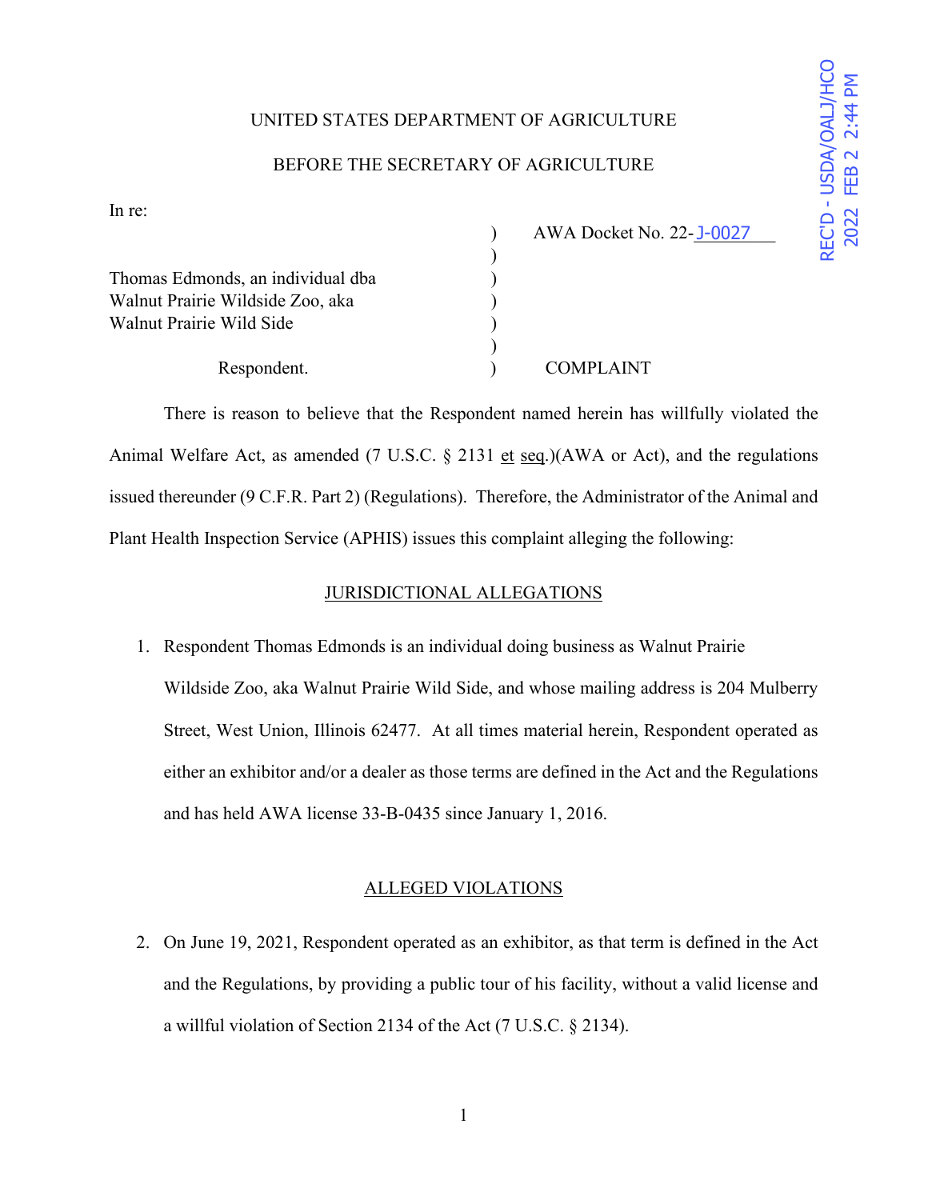UNITED STATES DEPARTMENT OF AGRICULTURE

BEFORE THE SECRETARY OF AGRICULTURE

REC'D - USDA/OALJ/HCO 2022 FEB 2 2:44 PM

In re:

| | | |
|---|---|---|
| | ) | AWA Docket No. 22-J-0027 |
| | ) | |
| Thomas Edmonds, an individual dba | ) | |
| Walnut Prairie Wildside Zoo, aka | ) | |
| Walnut Prairie Wild Side | ) | |
| | ) | |
| Respondent. | ) | COMPLAINT |

There is reason to believe that the Respondent named herein has willfully violated the Animal Welfare Act, as amended (7 U.S.C. § 2131 et seq.)(AWA or Act), and the regulations issued thereunder (9 C.F.R. Part 2) (Regulations). Therefore, the Administrator of the Animal and Plant Health Inspection Service (APHIS) issues this complaint alleging the following:

## JURISDICTIONAL ALLEGATIONS

1. Respondent Thomas Edmonds is an individual doing business as Walnut Prairie Wildside Zoo, aka Walnut Prairie Wild Side, and whose mailing address is 204 Mulberry Street, West Union, Illinois 62477. At all times material herein, Respondent operated as either an exhibitor and/or a dealer as those terms are defined in the Act and the Regulations and has held AWA license 33-B-0435 since January 1, 2016.

## ALLEGED VIOLATIONS

2. On June 19, 2021, Respondent operated as an exhibitor, as that term is defined in the Act and the Regulations, by providing a public tour of his facility, without a valid license and a willful violation of Section 2134 of the Act (7 U.S.C. § 2134).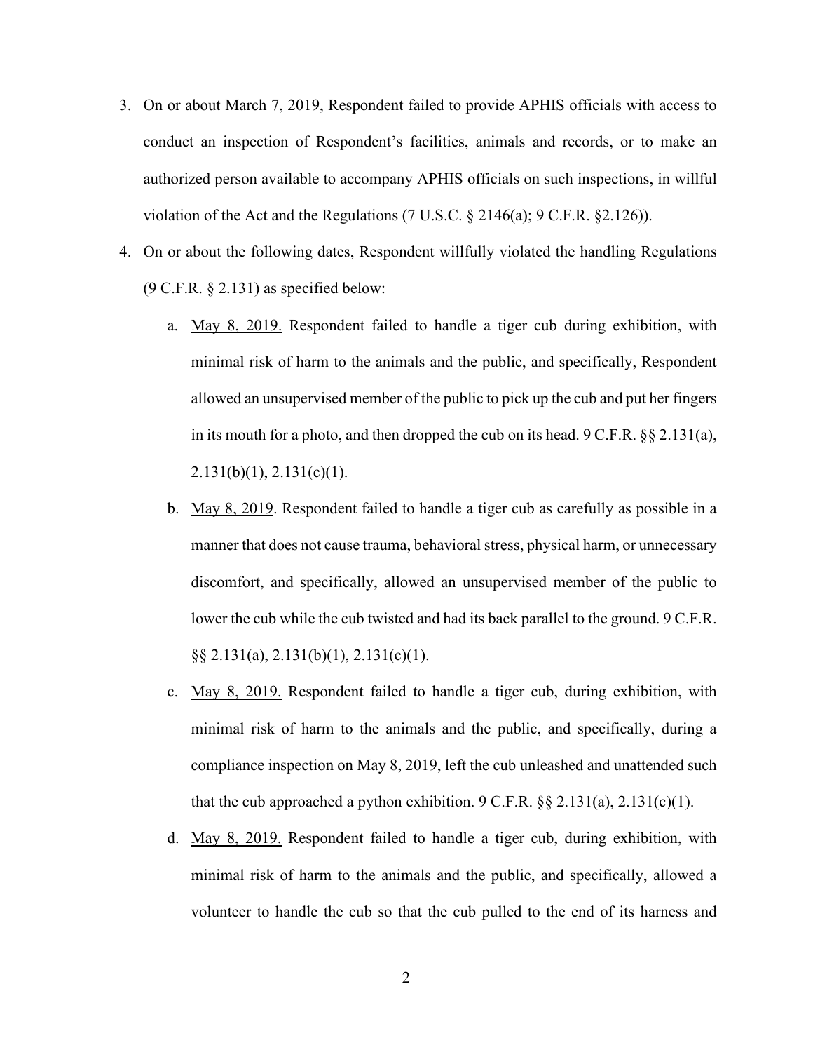3. On or about March 7, 2019, Respondent failed to provide APHIS officials with access to conduct an inspection of Respondent's facilities, animals and records, or to make an authorized person available to accompany APHIS officials on such inspections, in willful violation of the Act and the Regulations (7 U.S.C. § 2146(a); 9 C.F.R. §2.126)).

4. On or about the following dates, Respondent willfully violated the handling Regulations (9 C.F.R. § 2.131) as specified below:

   a. <u>May 8, 2019.</u> Respondent failed to handle a tiger cub during exhibition, with minimal risk of harm to the animals and the public, and specifically, Respondent allowed an unsupervised member of the public to pick up the cub and put her fingers in its mouth for a photo, and then dropped the cub on its head. 9 C.F.R. §§ 2.131(a), 2.131(b)(1), 2.131(c)(1).

   b. <u>May 8, 2019</u>. Respondent failed to handle a tiger cub as carefully as possible in a manner that does not cause trauma, behavioral stress, physical harm, or unnecessary discomfort, and specifically, allowed an unsupervised member of the public to lower the cub while the cub twisted and had its back parallel to the ground. 9 C.F.R. §§ 2.131(a), 2.131(b)(1), 2.131(c)(1).

   c. <u>May 8, 2019.</u> Respondent failed to handle a tiger cub, during exhibition, with minimal risk of harm to the animals and the public, and specifically, during a compliance inspection on May 8, 2019, left the cub unleashed and unattended such that the cub approached a python exhibition. 9 C.F.R. §§ 2.131(a), 2.131(c)(1).

   d. <u>May 8, 2019.</u> Respondent failed to handle a tiger cub, during exhibition, with minimal risk of harm to the animals and the public, and specifically, allowed a volunteer to handle the cub so that the cub pulled to the end of its harness and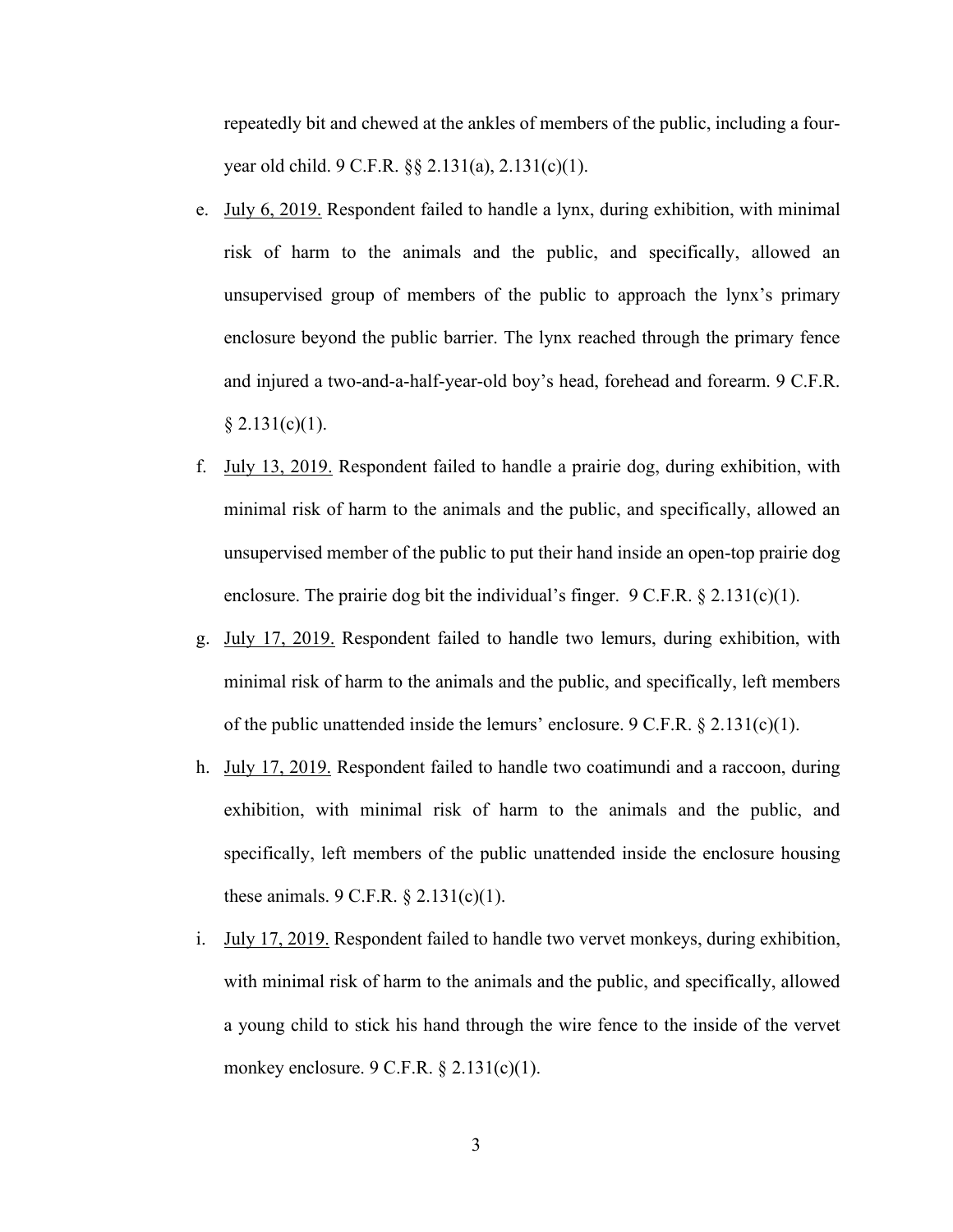repeatedly bit and chewed at the ankles of members of the public, including a four-year old child. 9 C.F.R. §§ 2.131(a), 2.131(c)(1).

e. July 6, 2019. Respondent failed to handle a lynx, during exhibition, with minimal risk of harm to the animals and the public, and specifically, allowed an unsupervised group of members of the public to approach the lynx's primary enclosure beyond the public barrier. The lynx reached through the primary fence and injured a two-and-a-half-year-old boy's head, forehead and forearm. 9 C.F.R. § 2.131(c)(1).

f. July 13, 2019. Respondent failed to handle a prairie dog, during exhibition, with minimal risk of harm to the animals and the public, and specifically, allowed an unsupervised member of the public to put their hand inside an open-top prairie dog enclosure. The prairie dog bit the individual's finger. 9 C.F.R. § 2.131(c)(1).

g. July 17, 2019. Respondent failed to handle two lemurs, during exhibition, with minimal risk of harm to the animals and the public, and specifically, left members of the public unattended inside the lemurs' enclosure. 9 C.F.R. § 2.131(c)(1).

h. July 17, 2019. Respondent failed to handle two coatimundi and a raccoon, during exhibition, with minimal risk of harm to the animals and the public, and specifically, left members of the public unattended inside the enclosure housing these animals. 9 C.F.R. § 2.131(c)(1).

i. July 17, 2019. Respondent failed to handle two vervet monkeys, during exhibition, with minimal risk of harm to the animals and the public, and specifically, allowed a young child to stick his hand through the wire fence to the inside of the vervet monkey enclosure. 9 C.F.R. § 2.131(c)(1).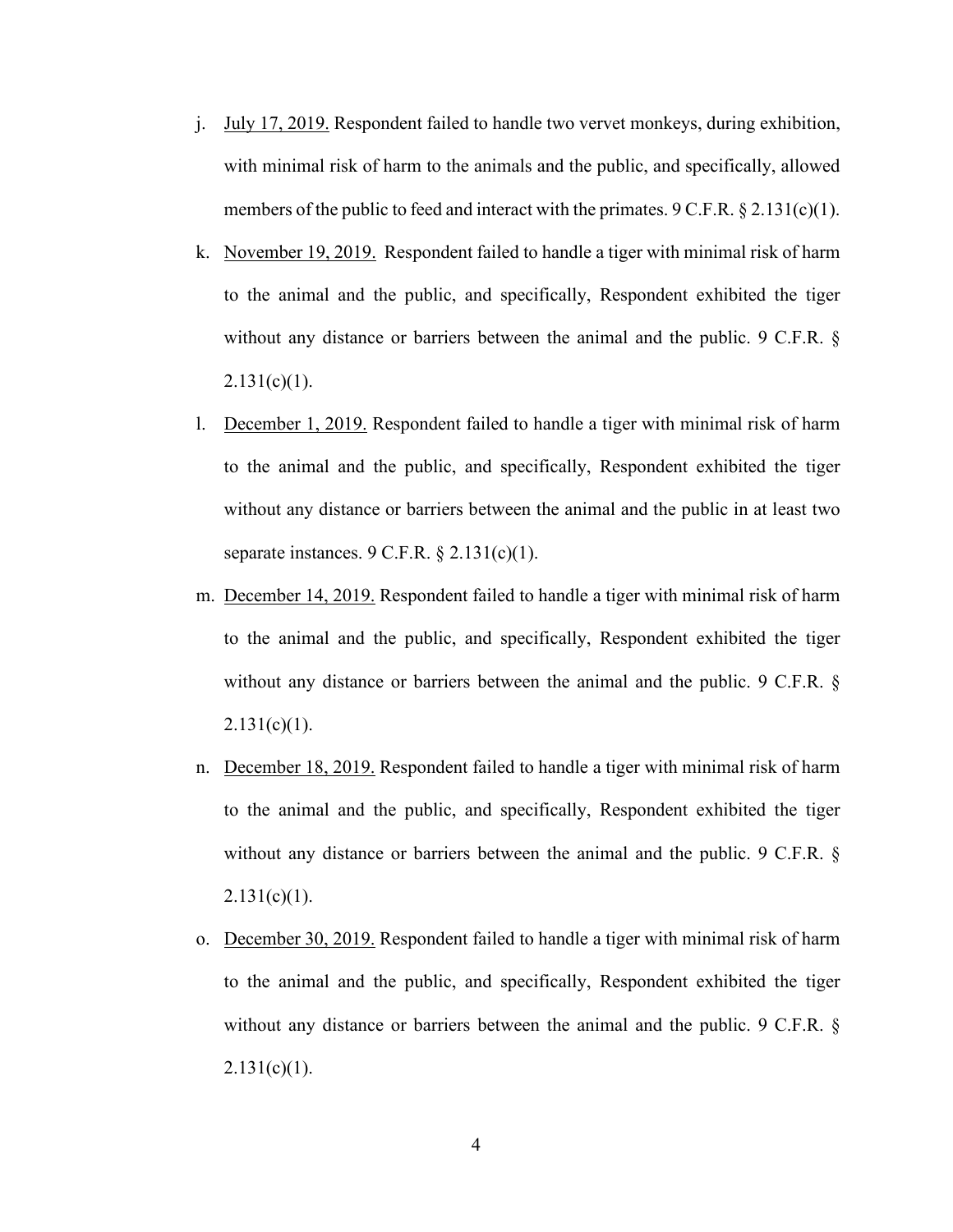j. <u>July 17, 2019.</u> Respondent failed to handle two vervet monkeys, during exhibition, with minimal risk of harm to the animals and the public, and specifically, allowed members of the public to feed and interact with the primates. 9 C.F.R. § 2.131(c)(1).

k. <u>November 19, 2019.</u> Respondent failed to handle a tiger with minimal risk of harm to the animal and the public, and specifically, Respondent exhibited the tiger without any distance or barriers between the animal and the public. 9 C.F.R. § 2.131(c)(1).

l. <u>December 1, 2019.</u> Respondent failed to handle a tiger with minimal risk of harm to the animal and the public, and specifically, Respondent exhibited the tiger without any distance or barriers between the animal and the public in at least two separate instances. 9 C.F.R. § 2.131(c)(1).

m. <u>December 14, 2019.</u> Respondent failed to handle a tiger with minimal risk of harm to the animal and the public, and specifically, Respondent exhibited the tiger without any distance or barriers between the animal and the public. 9 C.F.R. § 2.131(c)(1).

n. <u>December 18, 2019.</u> Respondent failed to handle a tiger with minimal risk of harm to the animal and the public, and specifically, Respondent exhibited the tiger without any distance or barriers between the animal and the public. 9 C.F.R. § 2.131(c)(1).

o. <u>December 30, 2019.</u> Respondent failed to handle a tiger with minimal risk of harm to the animal and the public, and specifically, Respondent exhibited the tiger without any distance or barriers between the animal and the public. 9 C.F.R. § 2.131(c)(1).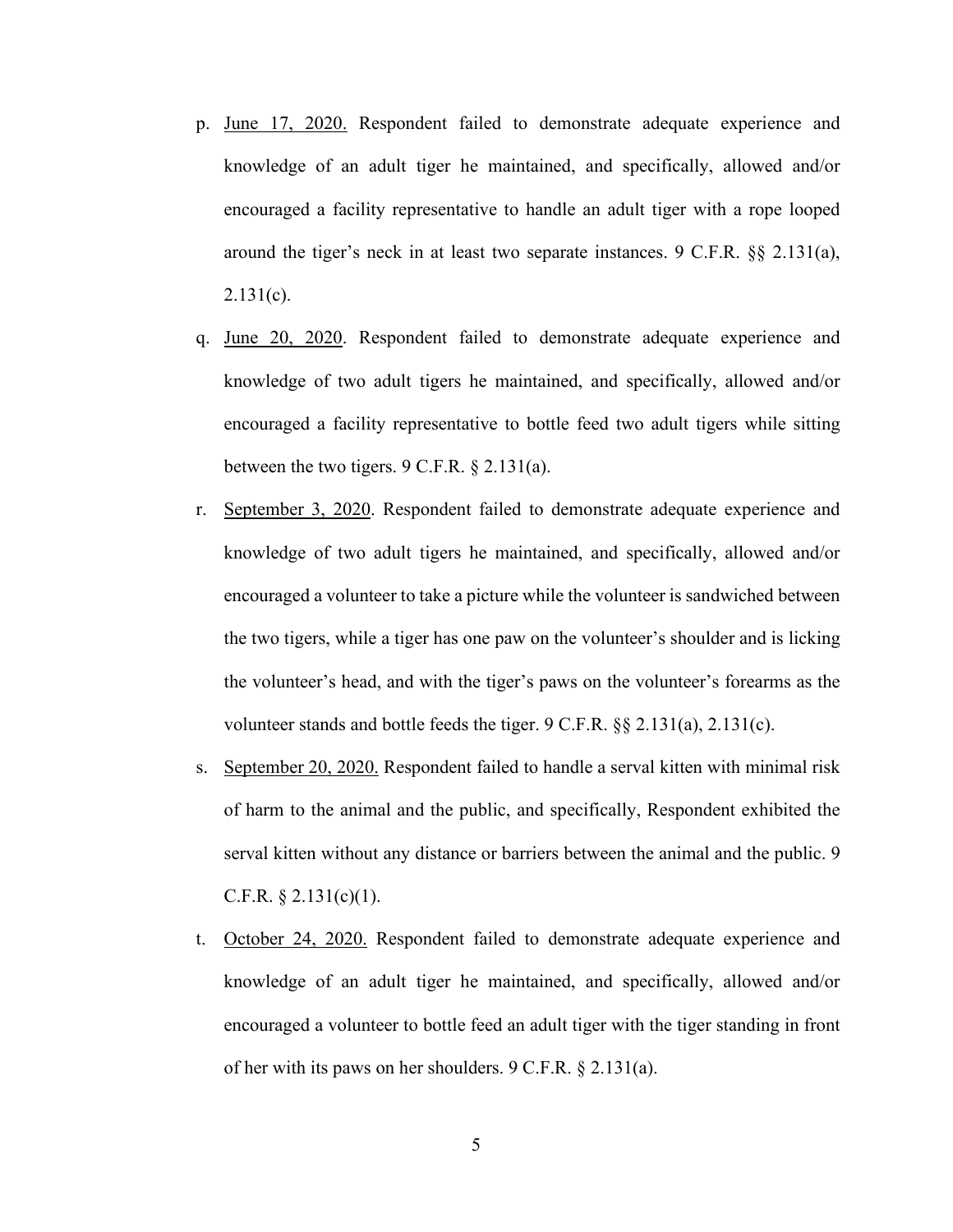p. <u>June 17, 2020.</u> Respondent failed to demonstrate adequate experience and knowledge of an adult tiger he maintained, and specifically, allowed and/or encouraged a facility representative to handle an adult tiger with a rope looped around the tiger's neck in at least two separate instances. 9 C.F.R. §§ 2.131(a), 2.131(c).

q. <u>June 20, 2020</u>. Respondent failed to demonstrate adequate experience and knowledge of two adult tigers he maintained, and specifically, allowed and/or encouraged a facility representative to bottle feed two adult tigers while sitting between the two tigers. 9 C.F.R. § 2.131(a).

r. <u>September 3, 2020</u>. Respondent failed to demonstrate adequate experience and knowledge of two adult tigers he maintained, and specifically, allowed and/or encouraged a volunteer to take a picture while the volunteer is sandwiched between the two tigers, while a tiger has one paw on the volunteer's shoulder and is licking the volunteer's head, and with the tiger's paws on the volunteer's forearms as the volunteer stands and bottle feeds the tiger. 9 C.F.R. §§ 2.131(a), 2.131(c).

s. <u>September 20, 2020.</u> Respondent failed to handle a serval kitten with minimal risk of harm to the animal and the public, and specifically, Respondent exhibited the serval kitten without any distance or barriers between the animal and the public. 9 C.F.R. § 2.131(c)(1).

t. <u>October 24, 2020.</u> Respondent failed to demonstrate adequate experience and knowledge of an adult tiger he maintained, and specifically, allowed and/or encouraged a volunteer to bottle feed an adult tiger with the tiger standing in front of her with its paws on her shoulders. 9 C.F.R. § 2.131(a).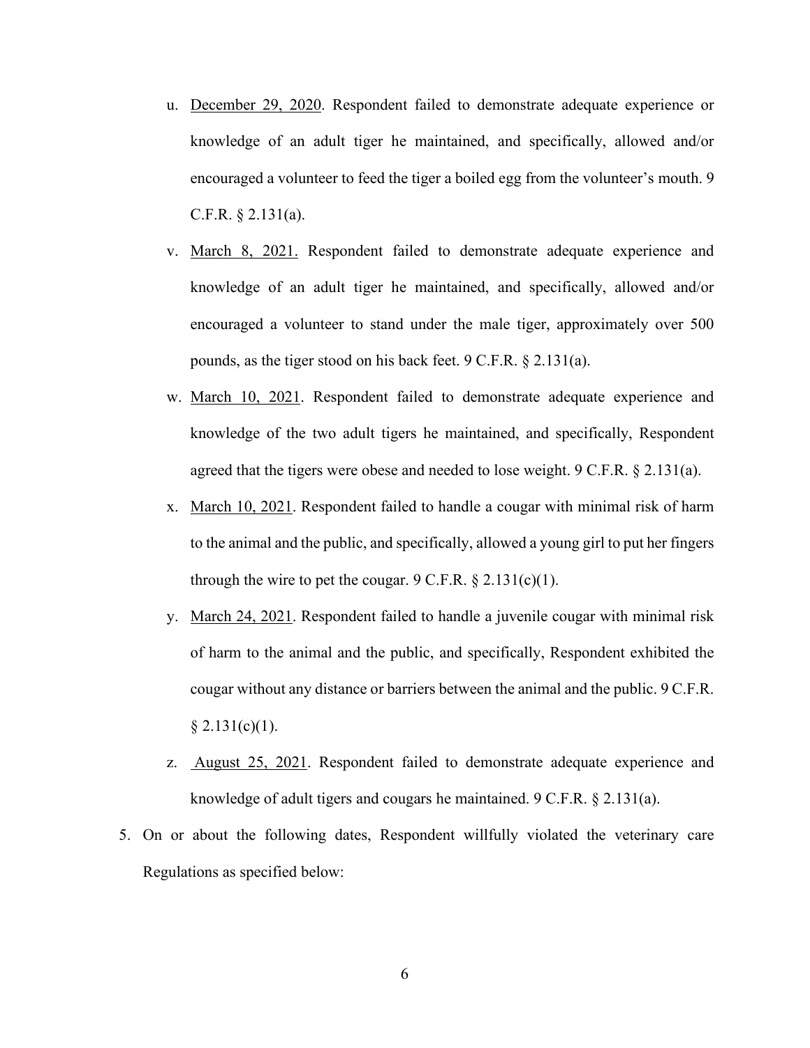u. <u>December 29, 2020</u>. Respondent failed to demonstrate adequate experience or knowledge of an adult tiger he maintained, and specifically, allowed and/or encouraged a volunteer to feed the tiger a boiled egg from the volunteer's mouth. 9 C.F.R. § 2.131(a).

v. <u>March 8, 2021.</u> Respondent failed to demonstrate adequate experience and knowledge of an adult tiger he maintained, and specifically, allowed and/or encouraged a volunteer to stand under the male tiger, approximately over 500 pounds, as the tiger stood on his back feet. 9 C.F.R. § 2.131(a).

w. <u>March 10, 2021</u>. Respondent failed to demonstrate adequate experience and knowledge of the two adult tigers he maintained, and specifically, Respondent agreed that the tigers were obese and needed to lose weight. 9 C.F.R. § 2.131(a).

x. <u>March 10, 2021</u>. Respondent failed to handle a cougar with minimal risk of harm to the animal and the public, and specifically, allowed a young girl to put her fingers through the wire to pet the cougar. 9 C.F.R. § 2.131(c)(1).

y. <u>March 24, 2021</u>. Respondent failed to handle a juvenile cougar with minimal risk of harm to the animal and the public, and specifically, Respondent exhibited the cougar without any distance or barriers between the animal and the public. 9 C.F.R. § 2.131(c)(1).

z. <u>August 25, 2021</u>. Respondent failed to demonstrate adequate experience and knowledge of adult tigers and cougars he maintained. 9 C.F.R. § 2.131(a).

5. On or about the following dates, Respondent willfully violated the veterinary care Regulations as specified below: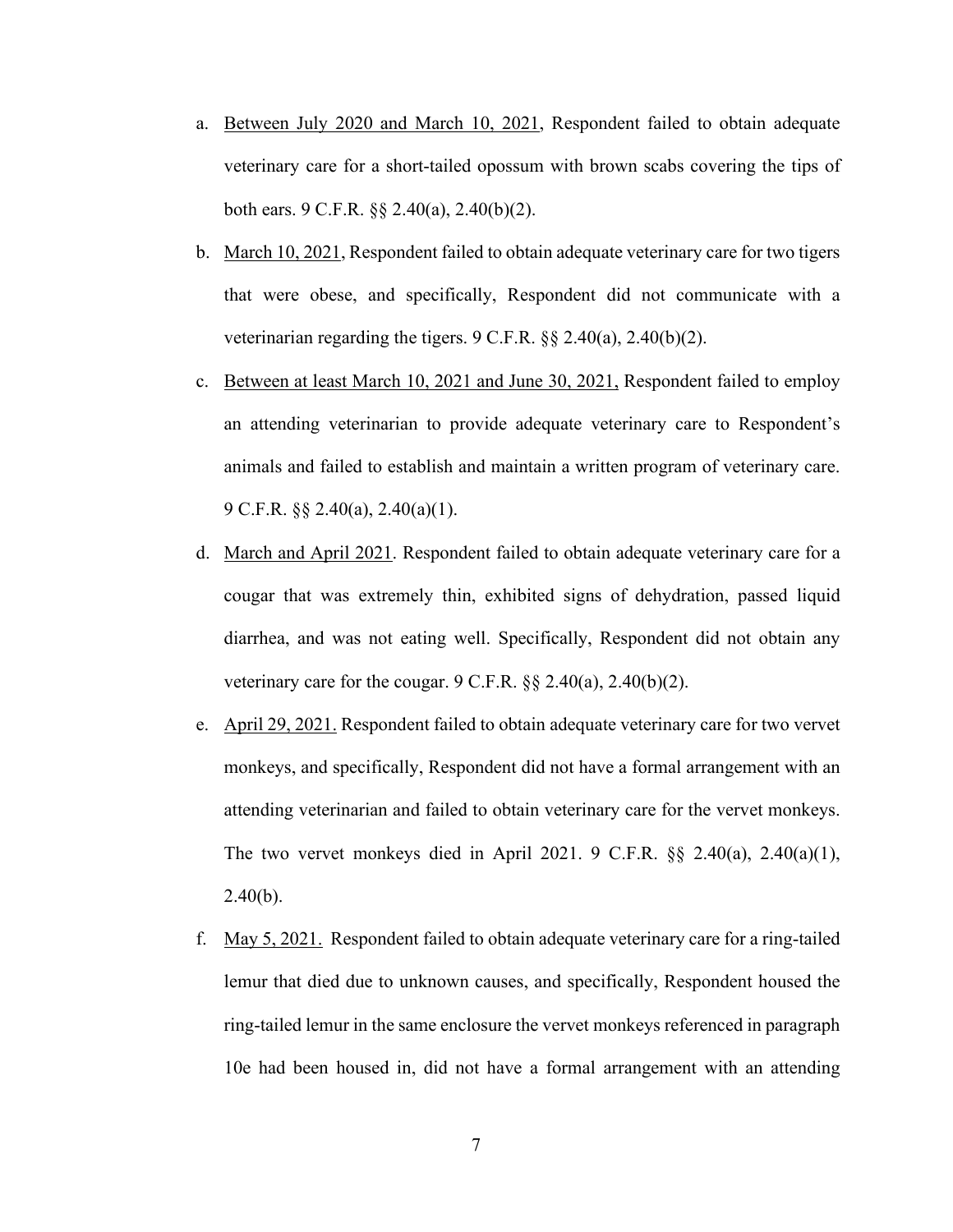a. Between July 2020 and March 10, 2021, Respondent failed to obtain adequate veterinary care for a short-tailed opossum with brown scabs covering the tips of both ears. 9 C.F.R. §§ 2.40(a), 2.40(b)(2).

b. March 10, 2021, Respondent failed to obtain adequate veterinary care for two tigers that were obese, and specifically, Respondent did not communicate with a veterinarian regarding the tigers. 9 C.F.R. §§ 2.40(a), 2.40(b)(2).

c. Between at least March 10, 2021 and June 30, 2021, Respondent failed to employ an attending veterinarian to provide adequate veterinary care to Respondent's animals and failed to establish and maintain a written program of veterinary care. 9 C.F.R. §§ 2.40(a), 2.40(a)(1).

d. March and April 2021. Respondent failed to obtain adequate veterinary care for a cougar that was extremely thin, exhibited signs of dehydration, passed liquid diarrhea, and was not eating well. Specifically, Respondent did not obtain any veterinary care for the cougar. 9 C.F.R. §§ 2.40(a), 2.40(b)(2).

e. April 29, 2021. Respondent failed to obtain adequate veterinary care for two vervet monkeys, and specifically, Respondent did not have a formal arrangement with an attending veterinarian and failed to obtain veterinary care for the vervet monkeys. The two vervet monkeys died in April 2021. 9 C.F.R. §§ 2.40(a), 2.40(a)(1), 2.40(b).

f. May 5, 2021. Respondent failed to obtain adequate veterinary care for a ring-tailed lemur that died due to unknown causes, and specifically, Respondent housed the ring-tailed lemur in the same enclosure the vervet monkeys referenced in paragraph 10e had been housed in, did not have a formal arrangement with an attending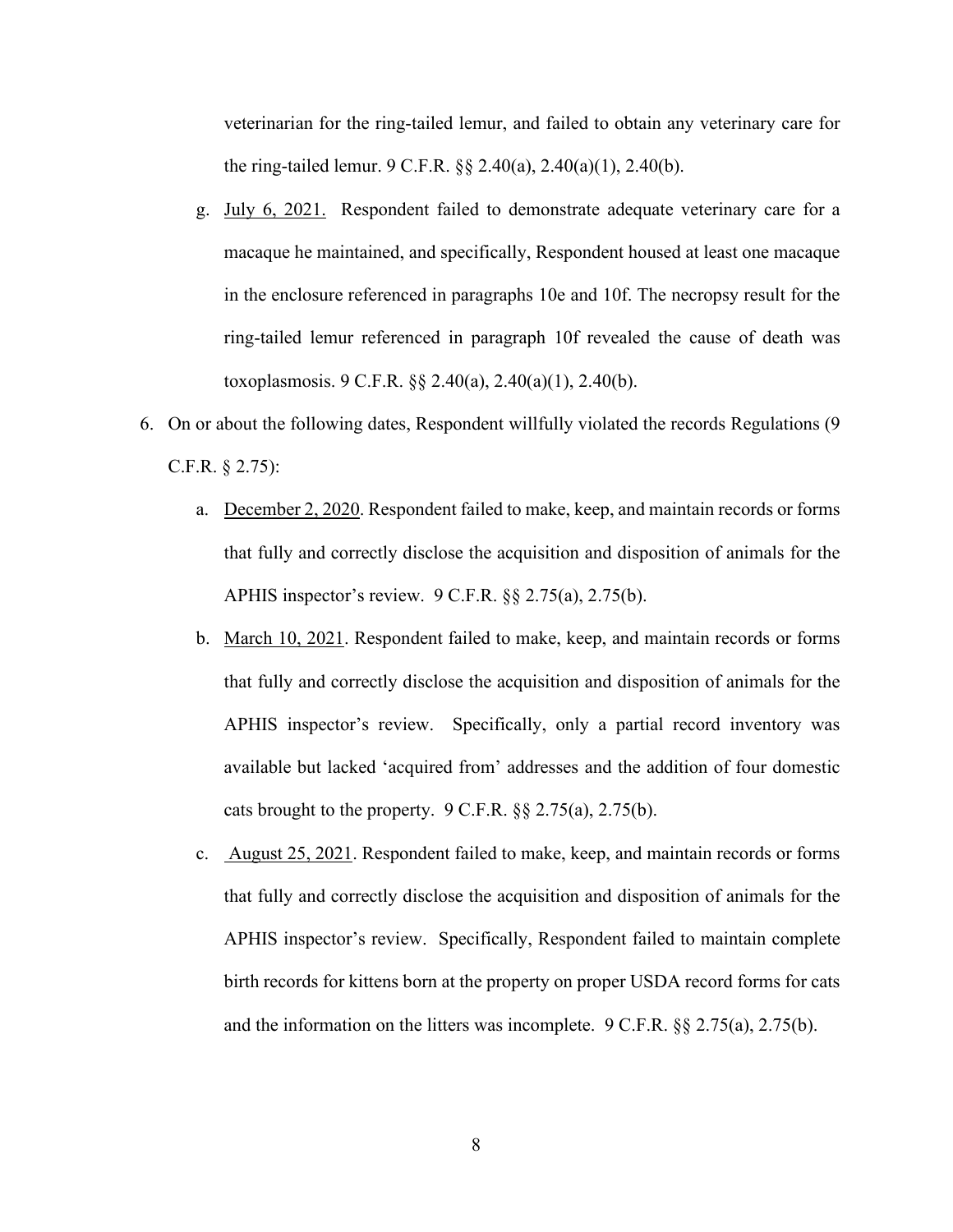veterinarian for the ring-tailed lemur, and failed to obtain any veterinary care for the ring-tailed lemur. 9 C.F.R. §§ 2.40(a), 2.40(a)(1), 2.40(b).

g. July 6, 2021. Respondent failed to demonstrate adequate veterinary care for a macaque he maintained, and specifically, Respondent housed at least one macaque in the enclosure referenced in paragraphs 10e and 10f. The necropsy result for the ring-tailed lemur referenced in paragraph 10f revealed the cause of death was toxoplasmosis. 9 C.F.R. §§ 2.40(a), 2.40(a)(1), 2.40(b).

6. On or about the following dates, Respondent willfully violated the records Regulations (9 C.F.R. § 2.75):

   a. December 2, 2020. Respondent failed to make, keep, and maintain records or forms that fully and correctly disclose the acquisition and disposition of animals for the APHIS inspector's review. 9 C.F.R. §§ 2.75(a), 2.75(b).

   b. March 10, 2021. Respondent failed to make, keep, and maintain records or forms that fully and correctly disclose the acquisition and disposition of animals for the APHIS inspector's review. Specifically, only a partial record inventory was available but lacked 'acquired from' addresses and the addition of four domestic cats brought to the property. 9 C.F.R. §§ 2.75(a), 2.75(b).

   c. August 25, 2021. Respondent failed to make, keep, and maintain records or forms that fully and correctly disclose the acquisition and disposition of animals for the APHIS inspector's review. Specifically, Respondent failed to maintain complete birth records for kittens born at the property on proper USDA record forms for cats and the information on the litters was incomplete. 9 C.F.R. §§ 2.75(a), 2.75(b).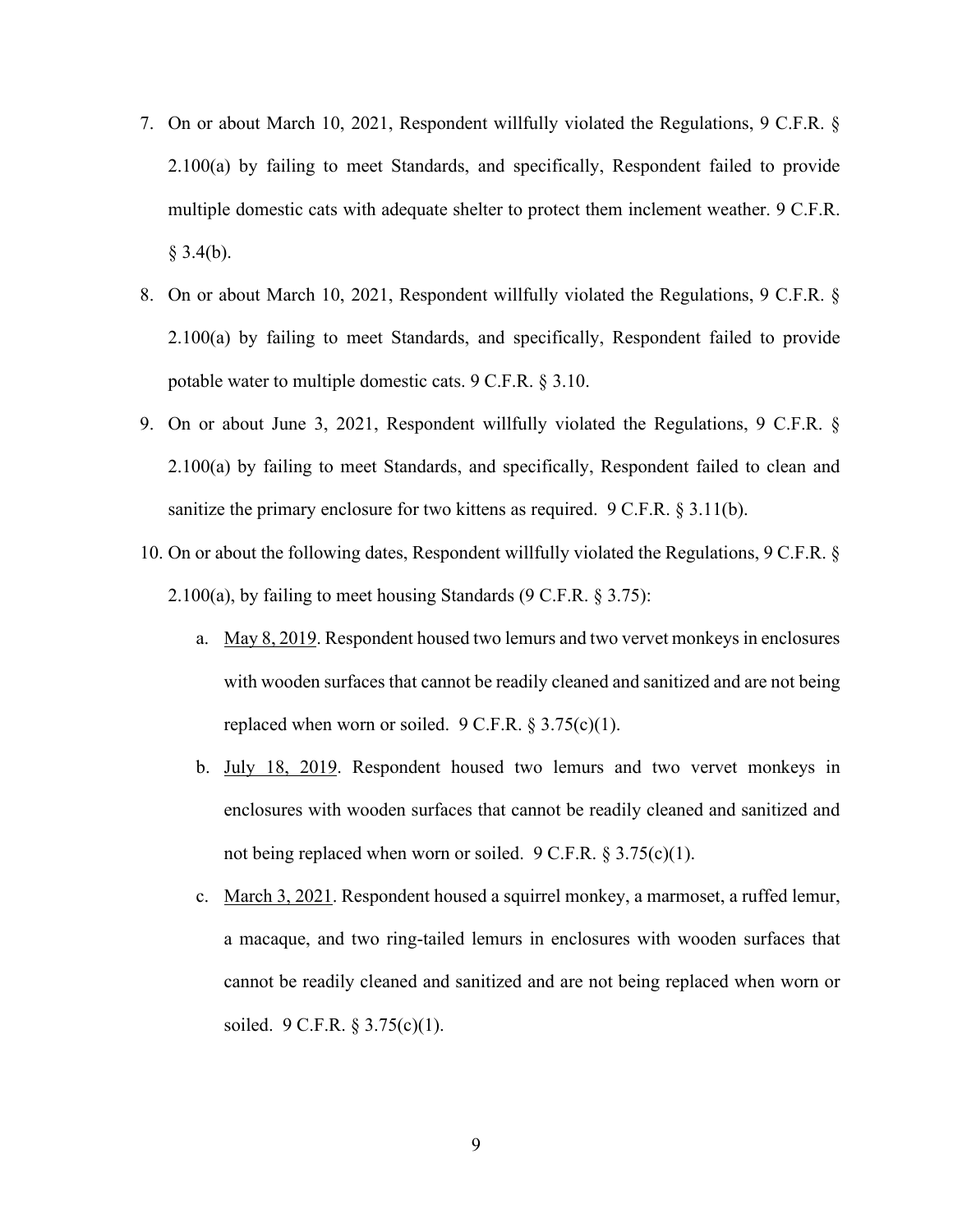7. On or about March 10, 2021, Respondent willfully violated the Regulations, 9 C.F.R. § 2.100(a) by failing to meet Standards, and specifically, Respondent failed to provide multiple domestic cats with adequate shelter to protect them inclement weather. 9 C.F.R. § 3.4(b).

8. On or about March 10, 2021, Respondent willfully violated the Regulations, 9 C.F.R. § 2.100(a) by failing to meet Standards, and specifically, Respondent failed to provide potable water to multiple domestic cats. 9 C.F.R. § 3.10.

9. On or about June 3, 2021, Respondent willfully violated the Regulations, 9 C.F.R. § 2.100(a) by failing to meet Standards, and specifically, Respondent failed to clean and sanitize the primary enclosure for two kittens as required. 9 C.F.R. § 3.11(b).

10. On or about the following dates, Respondent willfully violated the Regulations, 9 C.F.R. § 2.100(a), by failing to meet housing Standards (9 C.F.R. § 3.75):

    a. <u>May 8, 2019</u>. Respondent housed two lemurs and two vervet monkeys in enclosures with wooden surfaces that cannot be readily cleaned and sanitized and are not being replaced when worn or soiled. 9 C.F.R. § 3.75(c)(1).

    b. <u>July 18, 2019</u>. Respondent housed two lemurs and two vervet monkeys in enclosures with wooden surfaces that cannot be readily cleaned and sanitized and not being replaced when worn or soiled. 9 C.F.R. § 3.75(c)(1).

    c. <u>March 3, 2021</u>. Respondent housed a squirrel monkey, a marmoset, a ruffed lemur, a macaque, and two ring-tailed lemurs in enclosures with wooden surfaces that cannot be readily cleaned and sanitized and are not being replaced when worn or soiled. 9 C.F.R. § 3.75(c)(1).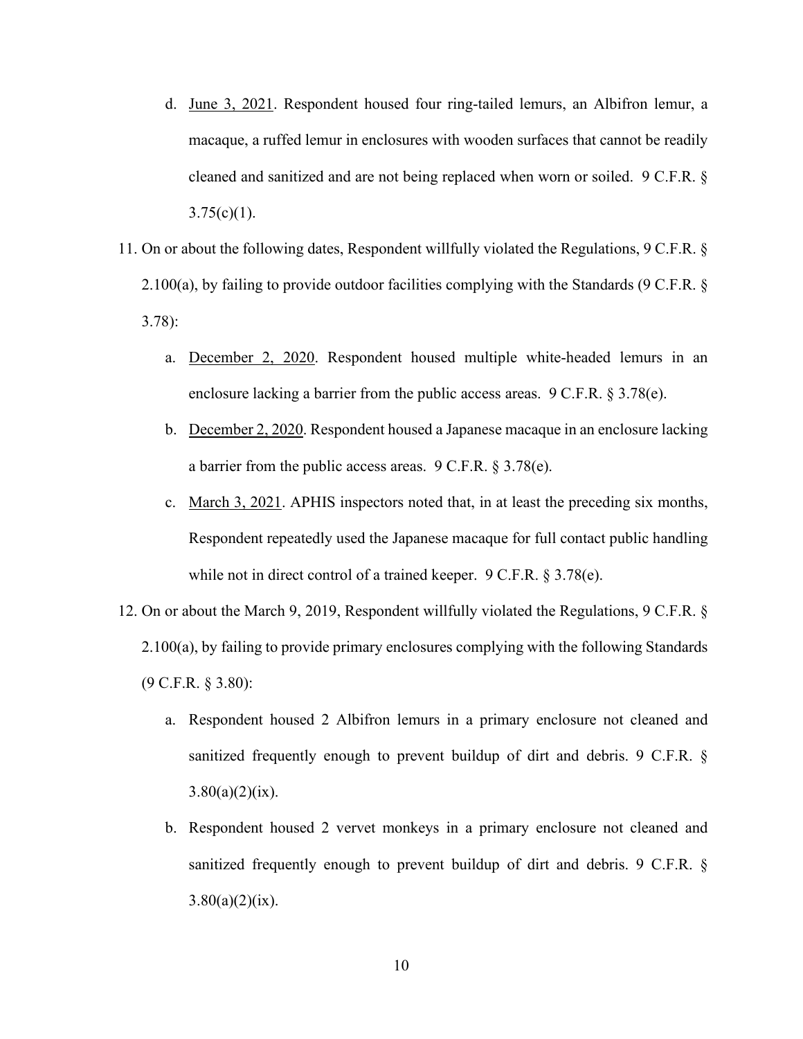d. June 3, 2021. Respondent housed four ring-tailed lemurs, an Albifron lemur, a macaque, a ruffed lemur in enclosures with wooden surfaces that cannot be readily cleaned and sanitized and are not being replaced when worn or soiled. 9 C.F.R. § 3.75(c)(1).

11. On or about the following dates, Respondent willfully violated the Regulations, 9 C.F.R. § 2.100(a), by failing to provide outdoor facilities complying with the Standards (9 C.F.R. § 3.78):

    a. December 2, 2020. Respondent housed multiple white-headed lemurs in an enclosure lacking a barrier from the public access areas. 9 C.F.R. § 3.78(e).

    b. December 2, 2020. Respondent housed a Japanese macaque in an enclosure lacking a barrier from the public access areas. 9 C.F.R. § 3.78(e).

    c. March 3, 2021. APHIS inspectors noted that, in at least the preceding six months, Respondent repeatedly used the Japanese macaque for full contact public handling while not in direct control of a trained keeper. 9 C.F.R. § 3.78(e).

12. On or about the March 9, 2019, Respondent willfully violated the Regulations, 9 C.F.R. § 2.100(a), by failing to provide primary enclosures complying with the following Standards (9 C.F.R. § 3.80):

    a. Respondent housed 2 Albifron lemurs in a primary enclosure not cleaned and sanitized frequently enough to prevent buildup of dirt and debris. 9 C.F.R. § 3.80(a)(2)(ix).

    b. Respondent housed 2 vervet monkeys in a primary enclosure not cleaned and sanitized frequently enough to prevent buildup of dirt and debris. 9 C.F.R. § 3.80(a)(2)(ix).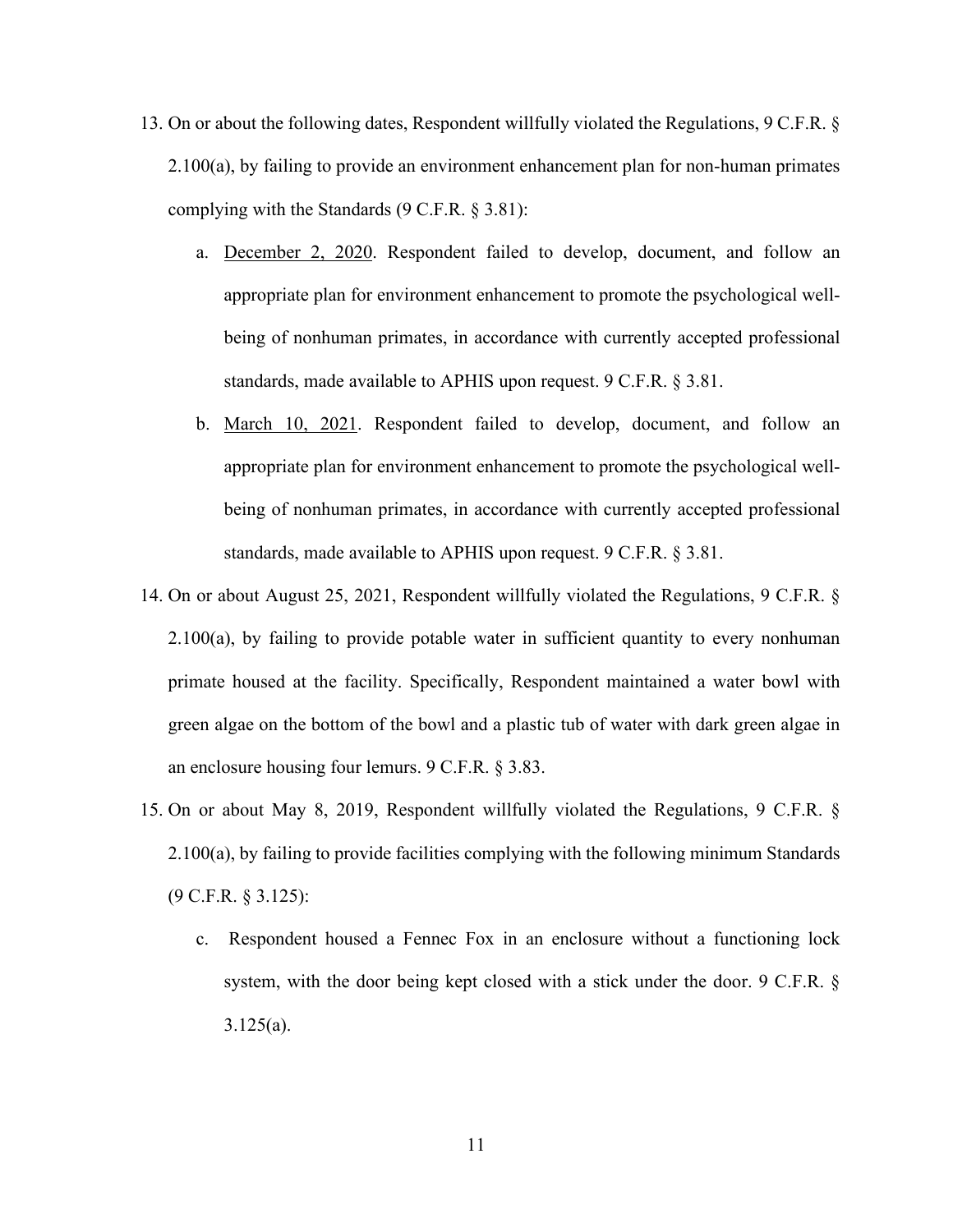13. On or about the following dates, Respondent willfully violated the Regulations, 9 C.F.R. § 2.100(a), by failing to provide an environment enhancement plan for non-human primates complying with the Standards (9 C.F.R. § 3.81):

    a. December 2, 2020. Respondent failed to develop, document, and follow an appropriate plan for environment enhancement to promote the psychological well-being of nonhuman primates, in accordance with currently accepted professional standards, made available to APHIS upon request. 9 C.F.R. § 3.81.

    b. March 10, 2021. Respondent failed to develop, document, and follow an appropriate plan for environment enhancement to promote the psychological well-being of nonhuman primates, in accordance with currently accepted professional standards, made available to APHIS upon request. 9 C.F.R. § 3.81.

14. On or about August 25, 2021, Respondent willfully violated the Regulations, 9 C.F.R. § 2.100(a), by failing to provide potable water in sufficient quantity to every nonhuman primate housed at the facility. Specifically, Respondent maintained a water bowl with green algae on the bottom of the bowl and a plastic tub of water with dark green algae in an enclosure housing four lemurs. 9 C.F.R. § 3.83.

15. On or about May 8, 2019, Respondent willfully violated the Regulations, 9 C.F.R. § 2.100(a), by failing to provide facilities complying with the following minimum Standards (9 C.F.R. § 3.125):

    c. Respondent housed a Fennec Fox in an enclosure without a functioning lock system, with the door being kept closed with a stick under the door. 9 C.F.R. § 3.125(a).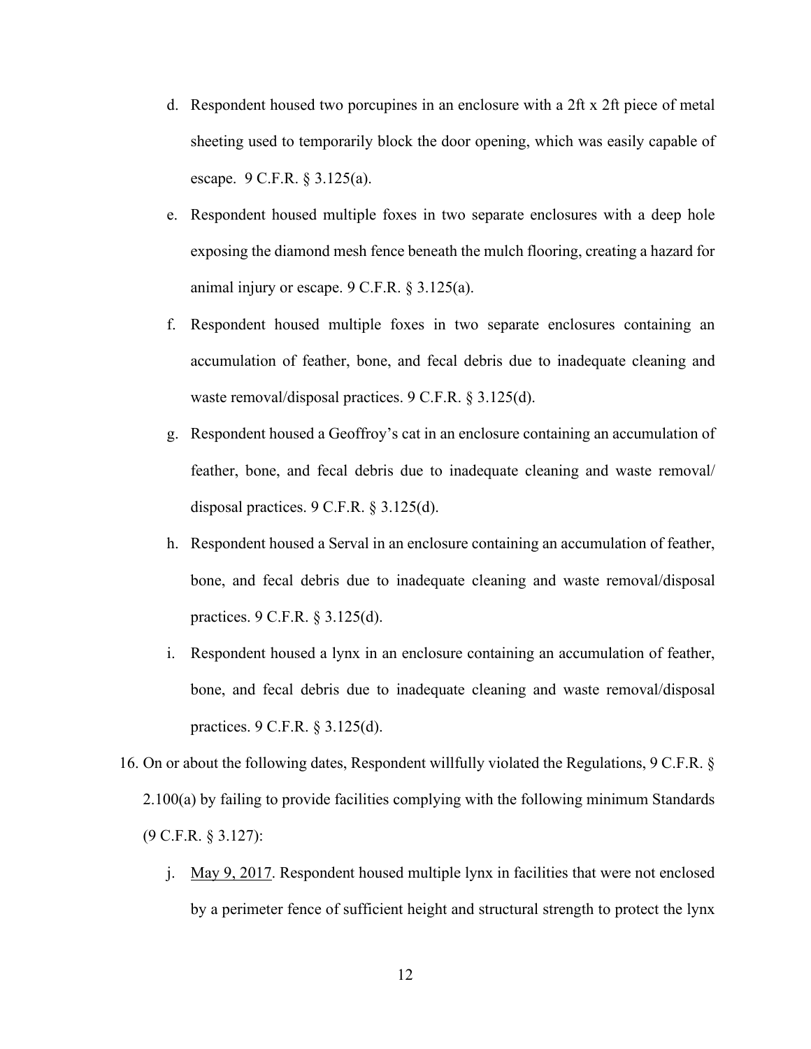d. Respondent housed two porcupines in an enclosure with a 2ft x 2ft piece of metal sheeting used to temporarily block the door opening, which was easily capable of escape. 9 C.F.R. § 3.125(a).

e. Respondent housed multiple foxes in two separate enclosures with a deep hole exposing the diamond mesh fence beneath the mulch flooring, creating a hazard for animal injury or escape. 9 C.F.R. § 3.125(a).

f. Respondent housed multiple foxes in two separate enclosures containing an accumulation of feather, bone, and fecal debris due to inadequate cleaning and waste removal/disposal practices. 9 C.F.R. § 3.125(d).

g. Respondent housed a Geoffroy's cat in an enclosure containing an accumulation of feather, bone, and fecal debris due to inadequate cleaning and waste removal/ disposal practices. 9 C.F.R. § 3.125(d).

h. Respondent housed a Serval in an enclosure containing an accumulation of feather, bone, and fecal debris due to inadequate cleaning and waste removal/disposal practices. 9 C.F.R. § 3.125(d).

i. Respondent housed a lynx in an enclosure containing an accumulation of feather, bone, and fecal debris due to inadequate cleaning and waste removal/disposal practices. 9 C.F.R. § 3.125(d).

16. On or about the following dates, Respondent willfully violated the Regulations, 9 C.F.R. § 2.100(a) by failing to provide facilities complying with the following minimum Standards (9 C.F.R. § 3.127):

j. May 9, 2017. Respondent housed multiple lynx in facilities that were not enclosed by a perimeter fence of sufficient height and structural strength to protect the lynx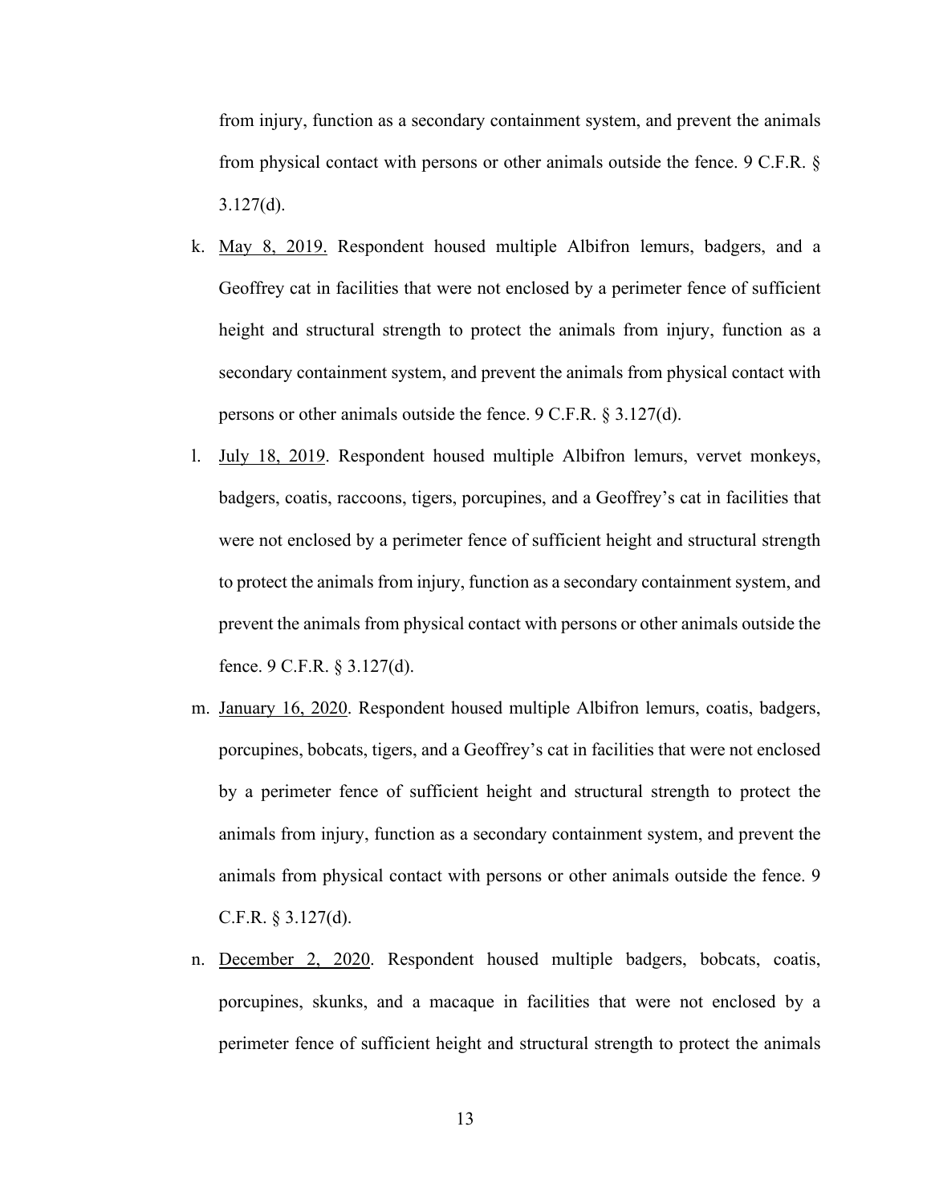from injury, function as a secondary containment system, and prevent the animals from physical contact with persons or other animals outside the fence. 9 C.F.R. § 3.127(d).

k. <u>May 8, 2019.</u> Respondent housed multiple Albifron lemurs, badgers, and a Geoffrey cat in facilities that were not enclosed by a perimeter fence of sufficient height and structural strength to protect the animals from injury, function as a secondary containment system, and prevent the animals from physical contact with persons or other animals outside the fence. 9 C.F.R. § 3.127(d).

l. <u>July 18, 2019</u>. Respondent housed multiple Albifron lemurs, vervet monkeys, badgers, coatis, raccoons, tigers, porcupines, and a Geoffrey's cat in facilities that were not enclosed by a perimeter fence of sufficient height and structural strength to protect the animals from injury, function as a secondary containment system, and prevent the animals from physical contact with persons or other animals outside the fence. 9 C.F.R. § 3.127(d).

m. <u>January 16, 2020</u>. Respondent housed multiple Albifron lemurs, coatis, badgers, porcupines, bobcats, tigers, and a Geoffrey's cat in facilities that were not enclosed by a perimeter fence of sufficient height and structural strength to protect the animals from injury, function as a secondary containment system, and prevent the animals from physical contact with persons or other animals outside the fence. 9 C.F.R. § 3.127(d).

n. <u>December 2, 2020</u>. Respondent housed multiple badgers, bobcats, coatis, porcupines, skunks, and a macaque in facilities that were not enclosed by a perimeter fence of sufficient height and structural strength to protect the animals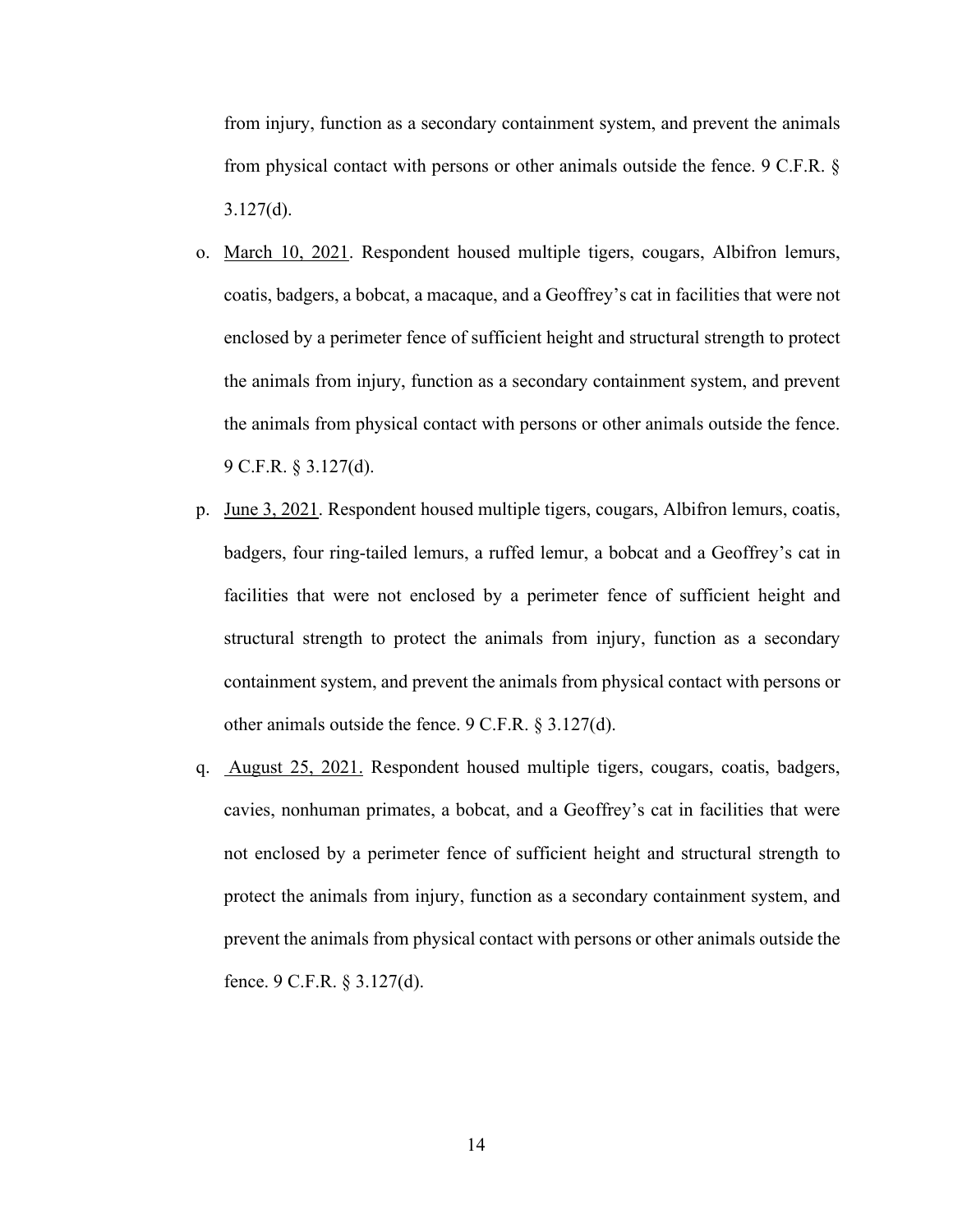from injury, function as a secondary containment system, and prevent the animals from physical contact with persons or other animals outside the fence. 9 C.F.R. § 3.127(d).

o. March 10, 2021. Respondent housed multiple tigers, cougars, Albifron lemurs, coatis, badgers, a bobcat, a macaque, and a Geoffrey's cat in facilities that were not enclosed by a perimeter fence of sufficient height and structural strength to protect the animals from injury, function as a secondary containment system, and prevent the animals from physical contact with persons or other animals outside the fence. 9 C.F.R. § 3.127(d).

p. June 3, 2021. Respondent housed multiple tigers, cougars, Albifron lemurs, coatis, badgers, four ring-tailed lemurs, a ruffed lemur, a bobcat and a Geoffrey's cat in facilities that were not enclosed by a perimeter fence of sufficient height and structural strength to protect the animals from injury, function as a secondary containment system, and prevent the animals from physical contact with persons or other animals outside the fence. 9 C.F.R. § 3.127(d).

q. August 25, 2021. Respondent housed multiple tigers, cougars, coatis, badgers, cavies, nonhuman primates, a bobcat, and a Geoffrey's cat in facilities that were not enclosed by a perimeter fence of sufficient height and structural strength to protect the animals from injury, function as a secondary containment system, and prevent the animals from physical contact with persons or other animals outside the fence. 9 C.F.R. § 3.127(d).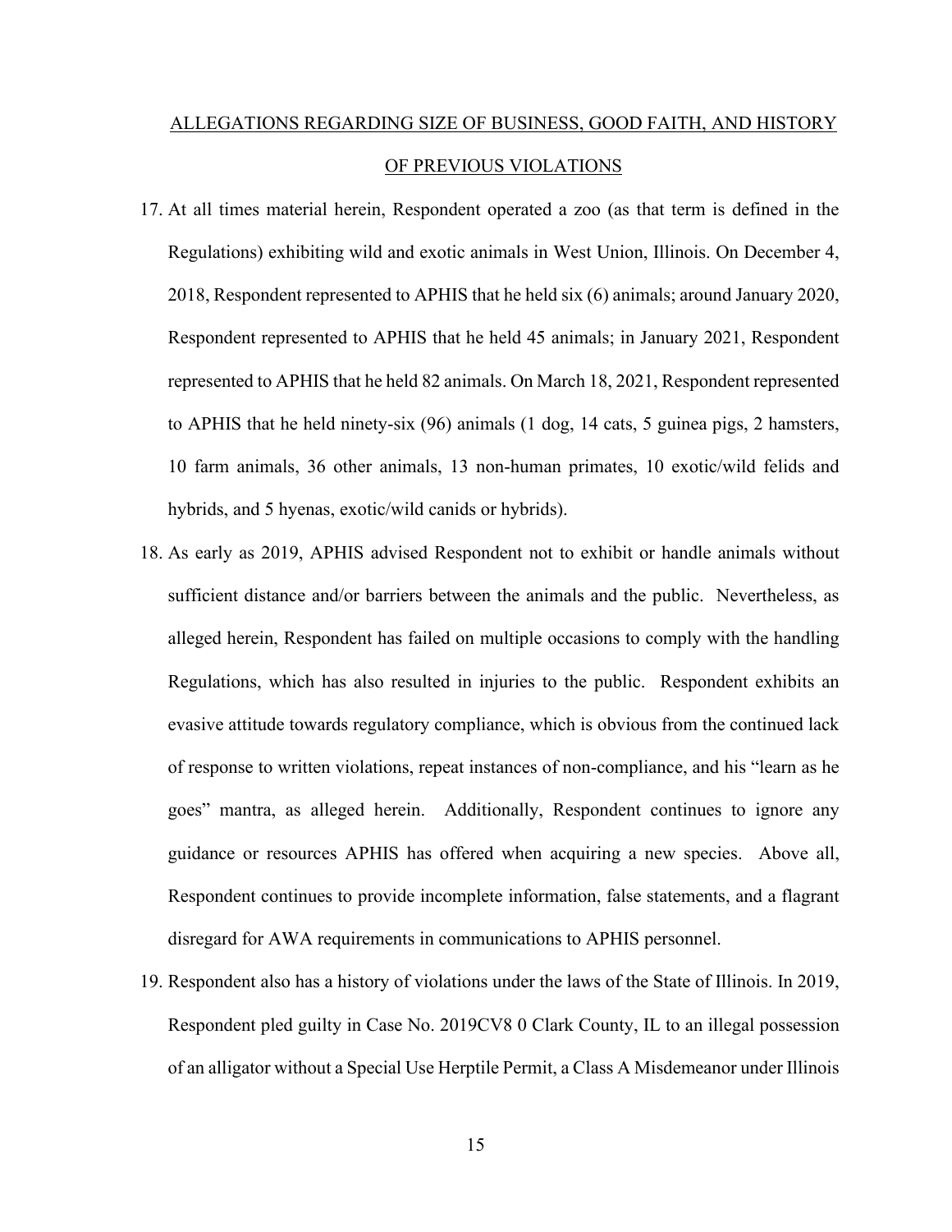## ALLEGATIONS REGARDING SIZE OF BUSINESS, GOOD FAITH, AND HISTORY OF PREVIOUS VIOLATIONS

17. At all times material herein, Respondent operated a zoo (as that term is defined in the Regulations) exhibiting wild and exotic animals in West Union, Illinois. On December 4, 2018, Respondent represented to APHIS that he held six (6) animals; around January 2020, Respondent represented to APHIS that he held 45 animals; in January 2021, Respondent represented to APHIS that he held 82 animals. On March 18, 2021, Respondent represented to APHIS that he held ninety-six (96) animals (1 dog, 14 cats, 5 guinea pigs, 2 hamsters, 10 farm animals, 36 other animals, 13 non-human primates, 10 exotic/wild felids and hybrids, and 5 hyenas, exotic/wild canids or hybrids).
18. As early as 2019, APHIS advised Respondent not to exhibit or handle animals without sufficient distance and/or barriers between the animals and the public. Nevertheless, as alleged herein, Respondent has failed on multiple occasions to comply with the handling Regulations, which has also resulted in injuries to the public. Respondent exhibits an evasive attitude towards regulatory compliance, which is obvious from the continued lack of response to written violations, repeat instances of non-compliance, and his "learn as he goes" mantra, as alleged herein. Additionally, Respondent continues to ignore any guidance or resources APHIS has offered when acquiring a new species. Above all, Respondent continues to provide incomplete information, false statements, and a flagrant disregard for AWA requirements in communications to APHIS personnel.
19. Respondent also has a history of violations under the laws of the State of Illinois. In 2019, Respondent pled guilty in Case No. 2019CV8 0 Clark County, IL to an illegal possession of an alligator without a Special Use Herptile Permit, a Class A Misdemeanor under Illinois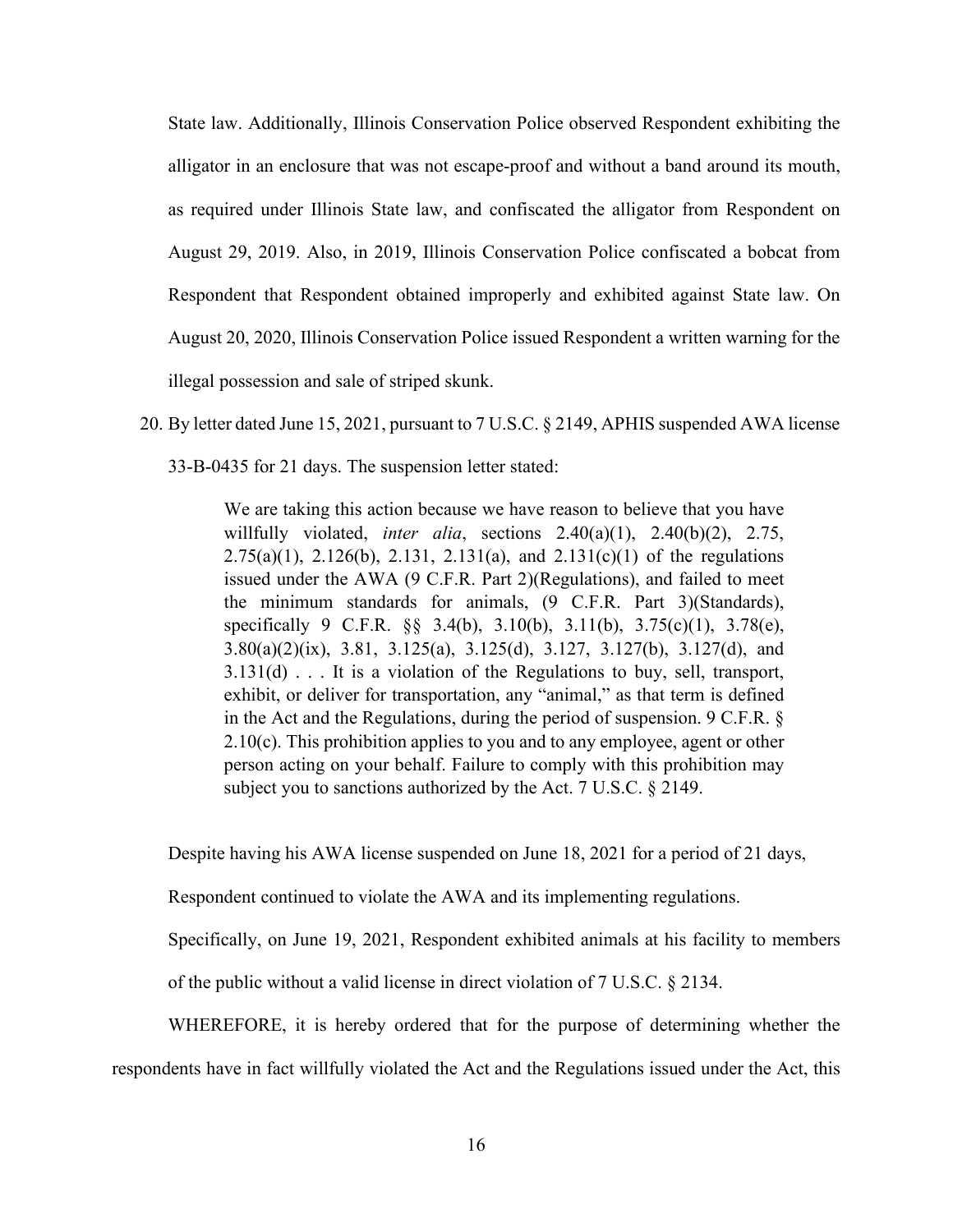State law. Additionally, Illinois Conservation Police observed Respondent exhibiting the alligator in an enclosure that was not escape-proof and without a band around its mouth, as required under Illinois State law, and confiscated the alligator from Respondent on August 29, 2019. Also, in 2019, Illinois Conservation Police confiscated a bobcat from Respondent that Respondent obtained improperly and exhibited against State law. On August 20, 2020, Illinois Conservation Police issued Respondent a written warning for the illegal possession and sale of striped skunk.

20. By letter dated June 15, 2021, pursuant to 7 U.S.C. § 2149, APHIS suspended AWA license 33-B-0435 for 21 days. The suspension letter stated:

> We are taking this action because we have reason to believe that you have willfully violated, *inter alia*, sections 2.40(a)(1), 2.40(b)(2), 2.75, 2.75(a)(1), 2.126(b), 2.131, 2.131(a), and 2.131(c)(1) of the regulations issued under the AWA (9 C.F.R. Part 2)(Regulations), and failed to meet the minimum standards for animals, (9 C.F.R. Part 3)(Standards), specifically 9 C.F.R. §§ 3.4(b), 3.10(b), 3.11(b), 3.75(c)(1), 3.78(e), 3.80(a)(2)(ix), 3.81, 3.125(a), 3.125(d), 3.127, 3.127(b), 3.127(d), and 3.131(d) . . . It is a violation of the Regulations to buy, sell, transport, exhibit, or deliver for transportation, any "animal," as that term is defined in the Act and the Regulations, during the period of suspension. 9 C.F.R. § 2.10(c). This prohibition applies to you and to any employee, agent or other person acting on your behalf. Failure to comply with this prohibition may subject you to sanctions authorized by the Act. 7 U.S.C. § 2149.

Despite having his AWA license suspended on June 18, 2021 for a period of 21 days, Respondent continued to violate the AWA and its implementing regulations. Specifically, on June 19, 2021, Respondent exhibited animals at his facility to members of the public without a valid license in direct violation of 7 U.S.C. § 2134.

WHEREFORE, it is hereby ordered that for the purpose of determining whether the respondents have in fact willfully violated the Act and the Regulations issued under the Act, this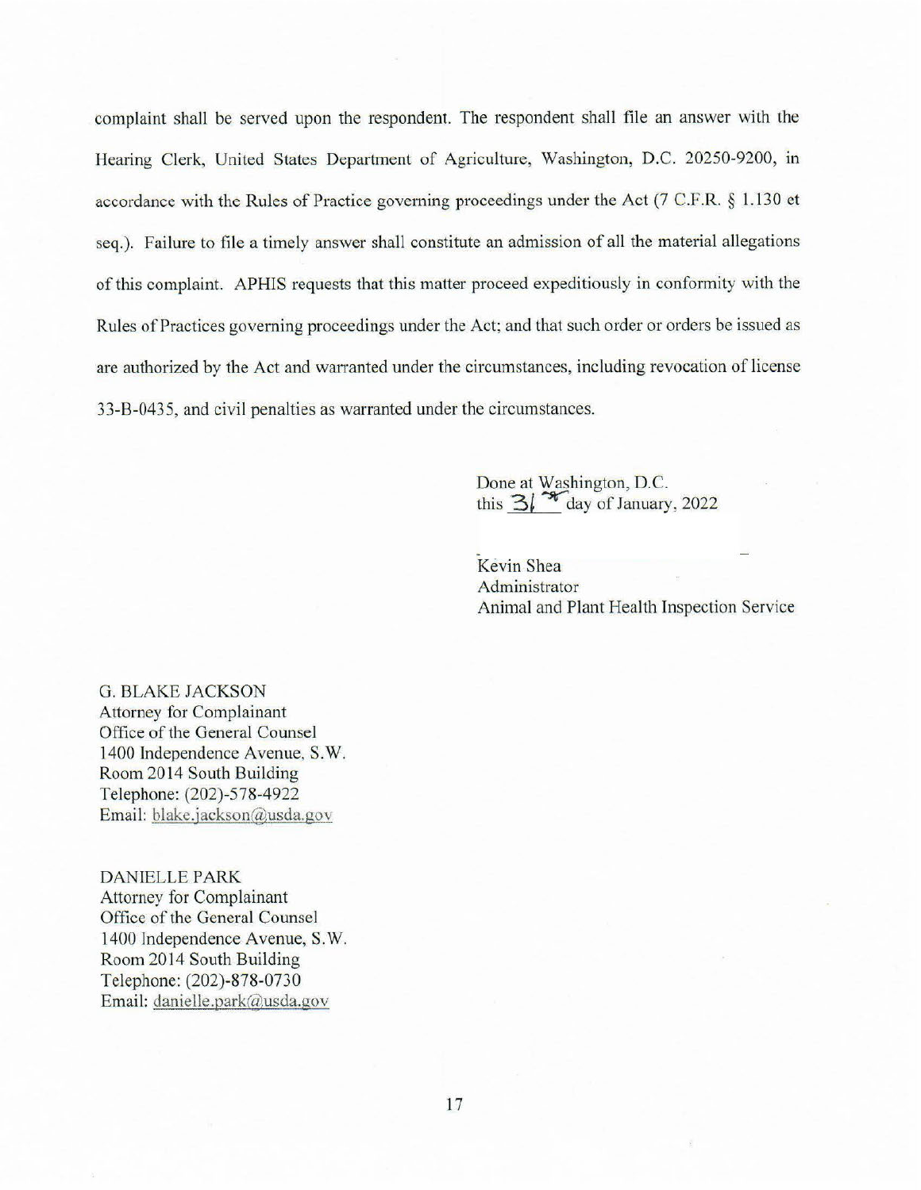complaint shall be served upon the respondent. The respondent shall file an answer with the Hearing Clerk, United States Department of Agriculture, Washington, D.C. 20250-9200, in accordance with the Rules of Practice governing proceedings under the Act (7 C.F.R. § 1.130 et seq.). Failure to file a timely answer shall constitute an admission of all the material allegations of this complaint. APHIS requests that this matter proceed expeditiously in conformity with the Rules of Practices governing proceedings under the Act; and that such order or orders be issued as are authorized by the Act and warranted under the circumstances, including revocation of license 33-B-0435, and civil penalties as warranted under the circumstances.

Done at Washington, D.C.
this 31st day of January, 2022

Kevin Shea
Administrator
Animal and Plant Health Inspection Service

G. BLAKE JACKSON
Attorney for Complainant
Office of the General Counsel
1400 Independence Avenue, S.W.
Room 2014 South Building
Telephone: (202)-578-4922
Email: blake.jackson@usda.gov

DANIELLE PARK
Attorney for Complainant
Office of the General Counsel
1400 Independence Avenue, S.W.
Room 2014 South Building
Telephone: (202)-878-0730
Email: danielle.park@usda.gov